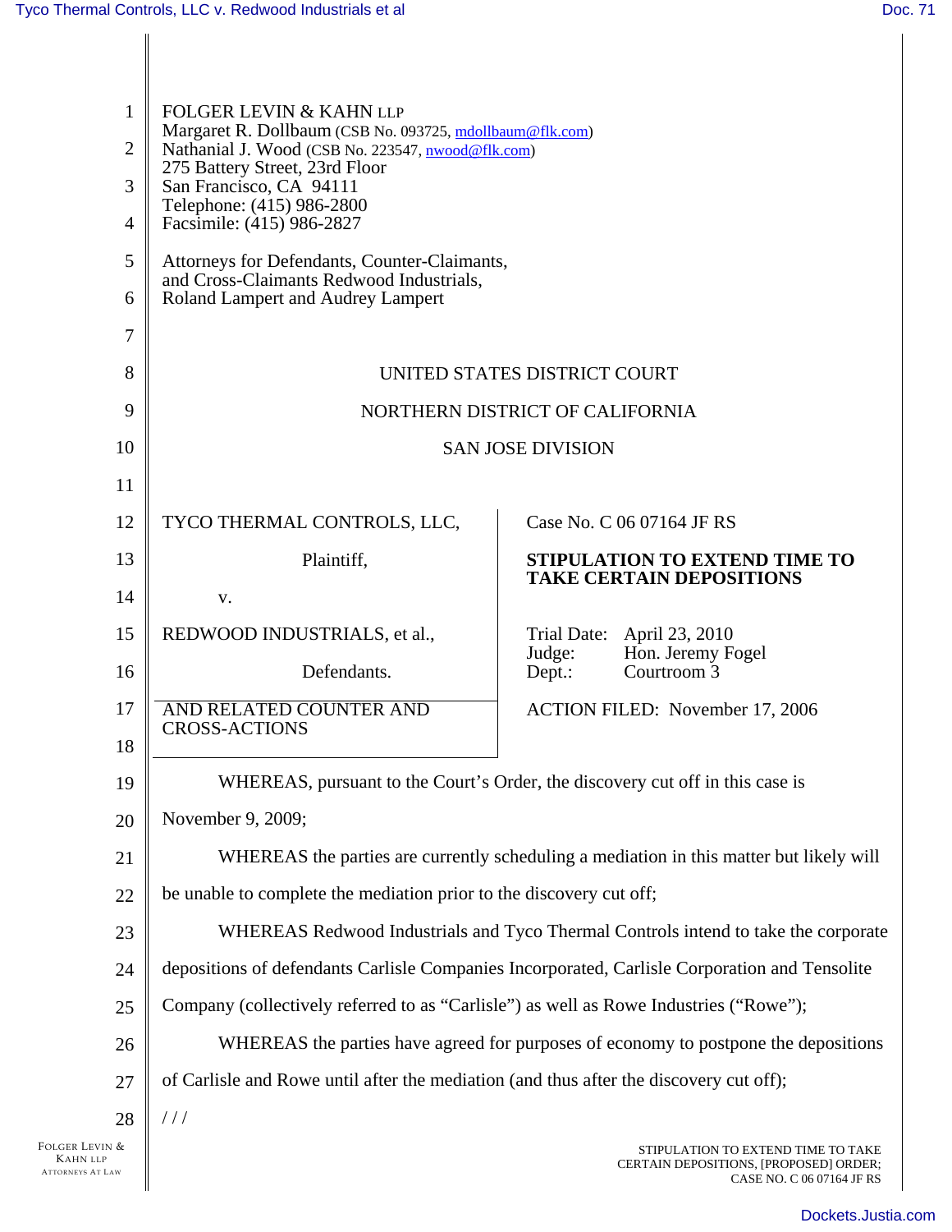FOLGER LEVIN & KAHN LLP
Margaret R. Dollbaum (CSB No. 093725, mdollbaum@flk.com)
Nathanial J. Wood (CSB No. 223547, nwood@flk.com)
275 Battery Street, 23rd Floor
San Francisco, CA 94111
Telephone: (415) 986-2800
Facsimile: (415) 986-2827

Attorneys for Defendants, Counter-Claimants, and Cross-Claimants Redwood Industrials, Roland Lampert and Audrey Lampert

UNITED STATES DISTRICT COURT

NORTHERN DISTRICT OF CALIFORNIA

SAN JOSE DIVISION

| | |
|---|---|
| TYCO THERMAL CONTROLS, LLC,<br><br>Plaintiff,<br><br>v.<br><br>REDWOOD INDUSTRIALS, et al.,<br><br>Defendants. | Case No. C 06 07164 JF RS<br><br>**STIPULATION TO EXTEND TIME TO TAKE CERTAIN DEPOSITIONS**<br><br>Trial Date: April 23, 2010<br>Judge: Hon. Jeremy Fogel<br>Dept.: Courtroom 3 |
| AND RELATED COUNTER AND CROSS-ACTIONS | ACTION FILED: November 17, 2006 |

WHEREAS, pursuant to the Court's Order, the discovery cut off in this case is November 9, 2009;

WHEREAS the parties are currently scheduling a mediation in this matter but likely will be unable to complete the mediation prior to the discovery cut off;

WHEREAS Redwood Industrials and Tyco Thermal Controls intend to take the corporate depositions of defendants Carlisle Companies Incorporated, Carlisle Corporation and Tensolite Company (collectively referred to as "Carlisle") as well as Rowe Industries ("Rowe");

WHEREAS the parties have agreed for purposes of economy to postpone the depositions of Carlisle and Rowe until after the mediation (and thus after the discovery cut off);

/ / /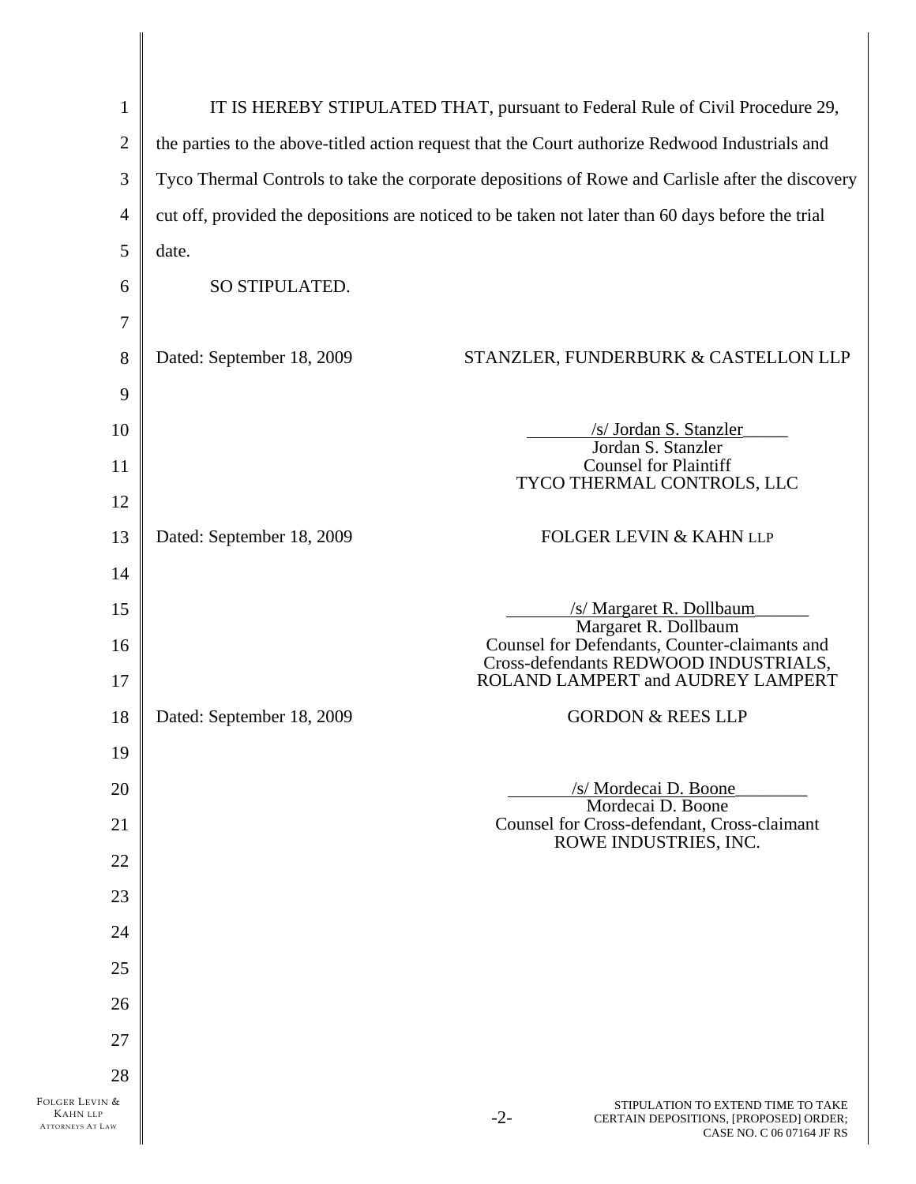IT IS HEREBY STIPULATED THAT, pursuant to Federal Rule of Civil Procedure 29, the parties to the above-titled action request that the Court authorize Redwood Industrials and Tyco Thermal Controls to take the corporate depositions of Rowe and Carlisle after the discovery cut off, provided the depositions are noticed to be taken not later than 60 days before the trial date.

SO STIPULATED.

Dated: September 18, 2009

STANZLER, FUNDERBURK & CASTELLON LLP

/s/ Jordan S. Stanzler
Jordan S. Stanzler
Counsel for Plaintiff
TYCO THERMAL CONTROLS, LLC

Dated: September 18, 2009

FOLGER LEVIN & KAHN LLP

/s/ Margaret R. Dollbaum
Margaret R. Dollbaum
Counsel for Defendants, Counter-claimants and Cross-defendants REDWOOD INDUSTRIALS, ROLAND LAMPERT and AUDREY LAMPERT

Dated: September 18, 2009

GORDON & REES LLP

/s/ Mordecai D. Boone
Mordecai D. Boone
Counsel for Cross-defendant, Cross-claimant
ROWE INDUSTRIES, INC.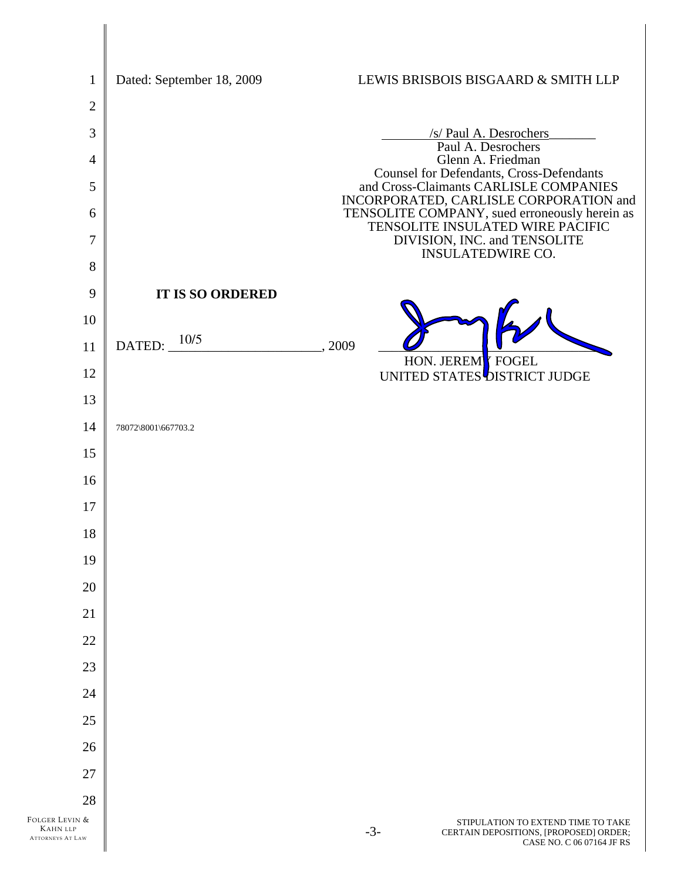Dated: September 18, 2009

LEWIS BRISBOIS BISGAARD & SMITH LLP

/s/ Paul A. Desrochers
Paul A. Desrochers
Glenn A. Friedman
Counsel for Defendants, Cross-Defendants and Cross-Claimants CARLISLE COMPANIES INCORPORATED, CARLISLE CORPORATION and TENSOLITE COMPANY, sued erroneously herein as TENSOLITE INSULATED WIRE PACIFIC DIVISION, INC. and TENSOLITE INSULATEDWIRE CO.

**IT IS SO ORDERED**

DATED: 10/5, 2009

HON. JEREMY FOGEL
UNITED STATES DISTRICT JUDGE

78072\8001\667703.2

STIPULATION TO EXTEND TIME TO TAKE CERTAIN DEPOSITIONS, [PROPOSED] ORDER; CASE NO. C 06 07164 JF RS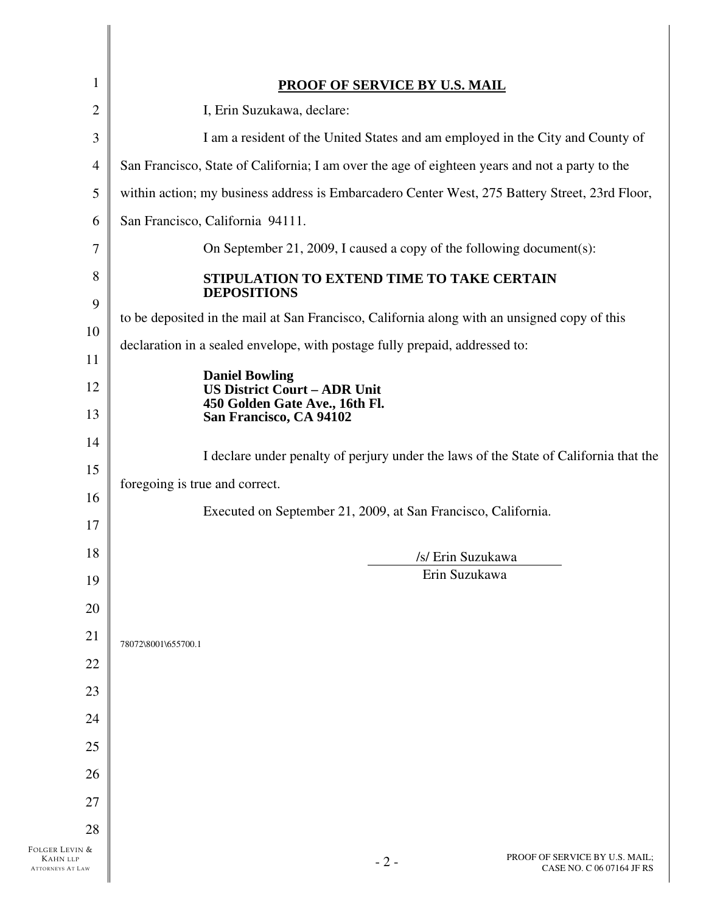## PROOF OF SERVICE BY U.S. MAIL

I, Erin Suzukawa, declare:

I am a resident of the United States and am employed in the City and County of San Francisco, State of California; I am over the age of eighteen years and not a party to the within action; my business address is Embarcadero Center West, 275 Battery Street, 23rd Floor, San Francisco, California 94111.

On September 21, 2009, I caused a copy of the following document(s):

**STIPULATION TO EXTEND TIME TO TAKE CERTAIN DEPOSITIONS**

to be deposited in the mail at San Francisco, California along with an unsigned copy of this declaration in a sealed envelope, with postage fully prepaid, addressed to:

**Daniel Bowling**
**US District Court – ADR Unit**
**450 Golden Gate Ave., 16th Fl.**
**San Francisco, CA 94102**

I declare under penalty of perjury under the laws of the State of California that the foregoing is true and correct.

Executed on September 21, 2009, at San Francisco, California.

/s/ Erin Suzukawa
Erin Suzukawa

78072\8001\655700.1